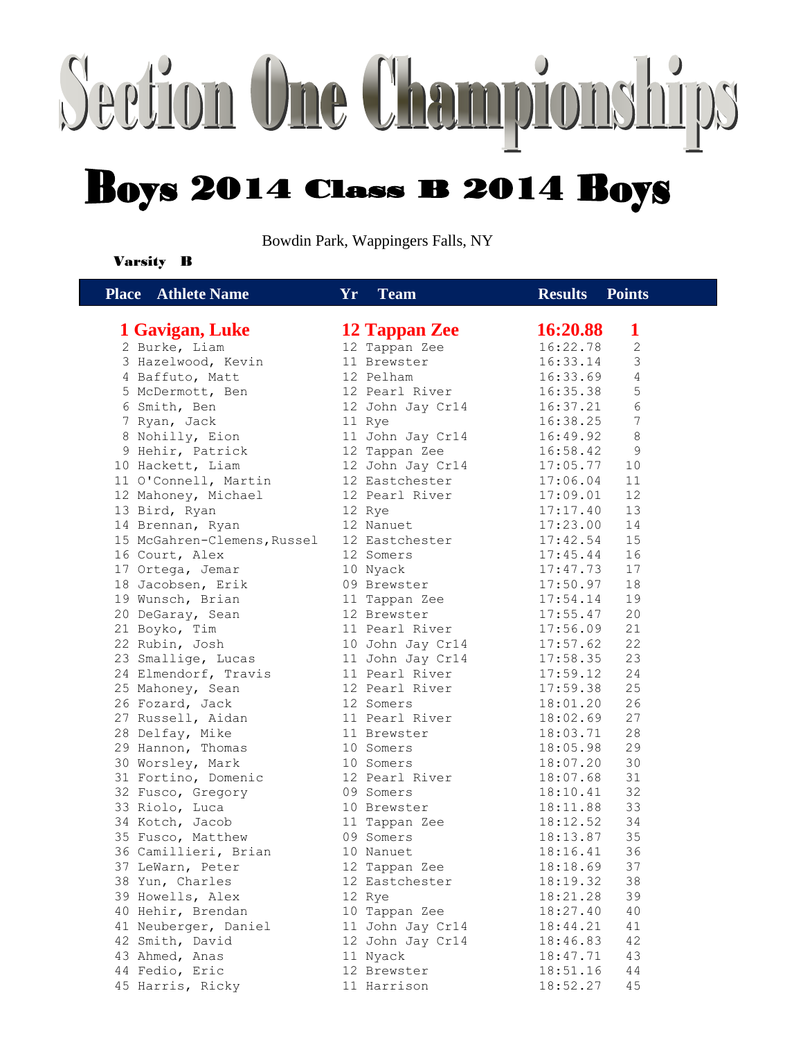# Section One Championships

## Boys 2014 Class B 2014 Boys

Bowdin Park, Wappingers Falls, NY

**Varsity B**

| Place | Athlete Name | Yr | Team | Results | Points |
|---|---|---|---|---|---|
| **1** | **Gavigan, Luke** | **12** | **Tappan Zee** | **16:20.88** | **1** |
| 2 | Burke, Liam | 12 | Tappan Zee | 16:22.78 | 2 |
| 3 | Hazelwood, Kevin | 11 | Brewster | 16:33.14 | 3 |
| 4 | Baffuto, Matt | 12 | Pelham | 16:33.69 | 4 |
| 5 | McDermott, Ben | 12 | Pearl River | 16:35.38 | 5 |
| 6 | Smith, Ben | 12 | John Jay Cr14 | 16:37.21 | 6 |
| 7 | Ryan, Jack | 11 | Rye | 16:38.25 | 7 |
| 8 | Nohilly, Eion | 11 | John Jay Cr14 | 16:49.92 | 8 |
| 9 | Hehir, Patrick | 12 | Tappan Zee | 16:58.42 | 9 |
| 10 | Hackett, Liam | 12 | John Jay Cr14 | 17:05.77 | 10 |
| 11 | O'Connell, Martin | 12 | Eastchester | 17:06.04 | 11 |
| 12 | Mahoney, Michael | 12 | Pearl River | 17:09.01 | 12 |
| 13 | Bird, Ryan | 12 | Rye | 17:17.40 | 13 |
| 14 | Brennan, Ryan | 12 | Nanuet | 17:23.00 | 14 |
| 15 | McGahren-Clemens,Russel | 12 | Eastchester | 17:42.54 | 15 |
| 16 | Court, Alex | 12 | Somers | 17:45.44 | 16 |
| 17 | Ortega, Jemar | 10 | Nyack | 17:47.73 | 17 |
| 18 | Jacobsen, Erik | 09 | Brewster | 17:50.97 | 18 |
| 19 | Wunsch, Brian | 11 | Tappan Zee | 17:54.14 | 19 |
| 20 | DeGaray, Sean | 12 | Brewster | 17:55.47 | 20 |
| 21 | Boyko, Tim | 11 | Pearl River | 17:56.09 | 21 |
| 22 | Rubin, Josh | 10 | John Jay Cr14 | 17:57.62 | 22 |
| 23 | Smallige, Lucas | 11 | John Jay Cr14 | 17:58.35 | 23 |
| 24 | Elmendorf, Travis | 11 | Pearl River | 17:59.12 | 24 |
| 25 | Mahoney, Sean | 12 | Pearl River | 17:59.38 | 25 |
| 26 | Fozard, Jack | 12 | Somers | 18:01.20 | 26 |
| 27 | Russell, Aidan | 11 | Pearl River | 18:02.69 | 27 |
| 28 | Delfay, Mike | 11 | Brewster | 18:03.71 | 28 |
| 29 | Hannon, Thomas | 10 | Somers | 18:05.98 | 29 |
| 30 | Worsley, Mark | 10 | Somers | 18:07.20 | 30 |
| 31 | Fortino, Domenic | 12 | Pearl River | 18:07.68 | 31 |
| 32 | Fusco, Gregory | 09 | Somers | 18:10.41 | 32 |
| 33 | Riolo, Luca | 10 | Brewster | 18:11.88 | 33 |
| 34 | Kotch, Jacob | 11 | Tappan Zee | 18:12.52 | 34 |
| 35 | Fusco, Matthew | 09 | Somers | 18:13.87 | 35 |
| 36 | Camillieri, Brian | 10 | Nanuet | 18:16.41 | 36 |
| 37 | LeWarn, Peter | 12 | Tappan Zee | 18:18.69 | 37 |
| 38 | Yun, Charles | 12 | Eastchester | 18:19.32 | 38 |
| 39 | Howells, Alex | 12 | Rye | 18:21.28 | 39 |
| 40 | Hehir, Brendan | 10 | Tappan Zee | 18:27.40 | 40 |
| 41 | Neuberger, Daniel | 11 | John Jay Cr14 | 18:44.21 | 41 |
| 42 | Smith, David | 12 | John Jay Cr14 | 18:46.83 | 42 |
| 43 | Ahmed, Anas | 11 | Nyack | 18:47.71 | 43 |
| 44 | Fedio, Eric | 12 | Brewster | 18:51.16 | 44 |
| 45 | Harris, Ricky | 11 | Harrison | 18:52.27 | 45 |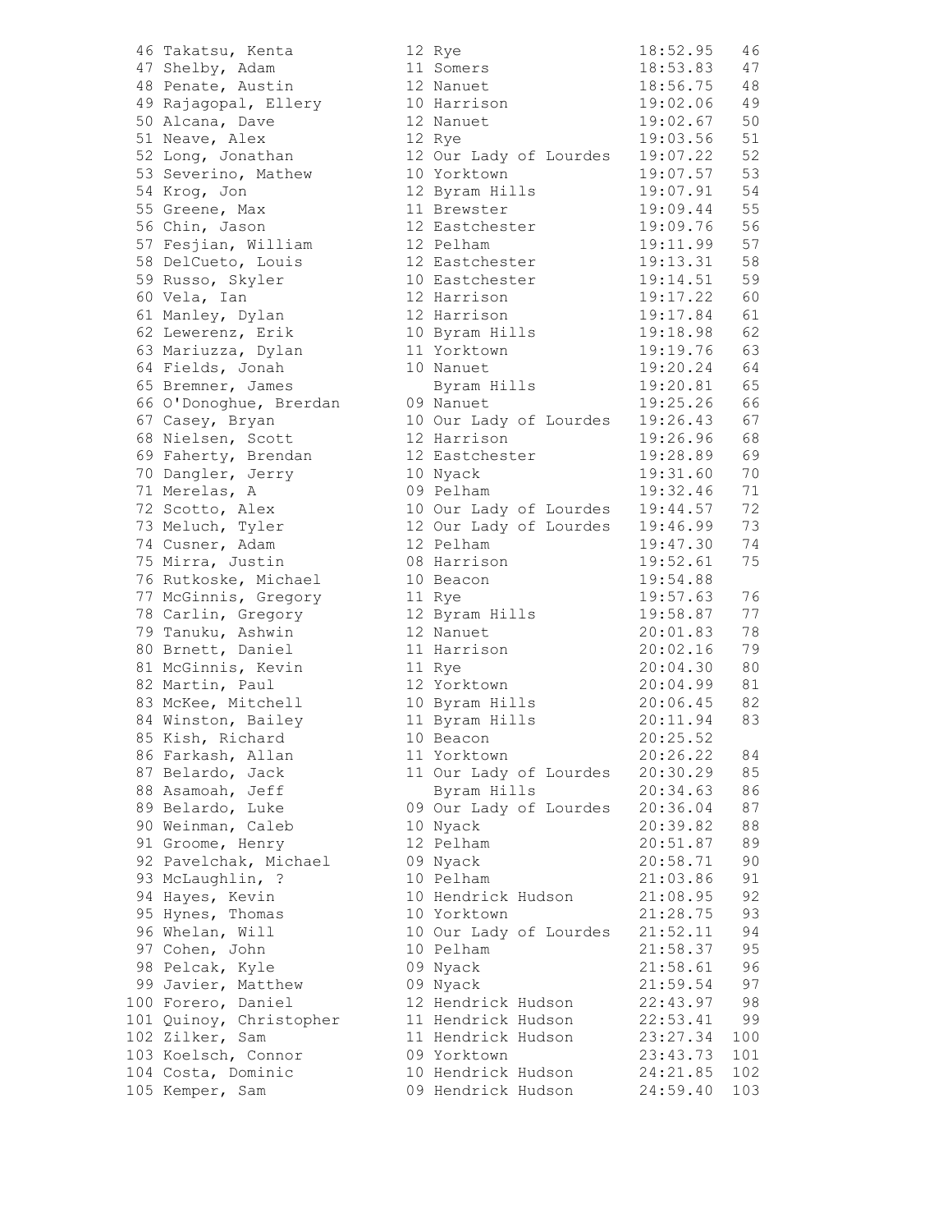| Place | Name | Yr | School | Time | Score |
|---|---|---|---|---|---|
| 46 | Takatsu, Kenta | 12 | Rye | 18:52.95 | 46 |
| 47 | Shelby, Adam | 11 | Somers | 18:53.83 | 47 |
| 48 | Penate, Austin | 12 | Nanuet | 18:56.75 | 48 |
| 49 | Rajagopal, Ellery | 10 | Harrison | 19:02.06 | 49 |
| 50 | Alcana, Dave | 12 | Nanuet | 19:02.67 | 50 |
| 51 | Neave, Alex | 12 | Rye | 19:03.56 | 51 |
| 52 | Long, Jonathan | 12 | Our Lady of Lourdes | 19:07.22 | 52 |
| 53 | Severino, Mathew | 10 | Yorktown | 19:07.57 | 53 |
| 54 | Krog, Jon | 12 | Byram Hills | 19:07.91 | 54 |
| 55 | Greene, Max | 11 | Brewster | 19:09.44 | 55 |
| 56 | Chin, Jason | 12 | Eastchester | 19:09.76 | 56 |
| 57 | Fesjian, William | 12 | Pelham | 19:11.99 | 57 |
| 58 | DelCueto, Louis | 12 | Eastchester | 19:13.31 | 58 |
| 59 | Russo, Skyler | 10 | Eastchester | 19:14.51 | 59 |
| 60 | Vela, Ian | 12 | Harrison | 19:17.22 | 60 |
| 61 | Manley, Dylan | 12 | Harrison | 19:17.84 | 61 |
| 62 | Lewerenz, Erik | 10 | Byram Hills | 19:18.98 | 62 |
| 63 | Mariuzza, Dylan | 11 | Yorktown | 19:19.76 | 63 |
| 64 | Fields, Jonah | 10 | Nanuet | 19:20.24 | 64 |
| 65 | Bremner, James | | Byram Hills | 19:20.81 | 65 |
| 66 | O'Donoghue, Brerdan | 09 | Nanuet | 19:25.26 | 66 |
| 67 | Casey, Bryan | 10 | Our Lady of Lourdes | 19:26.43 | 67 |
| 68 | Nielsen, Scott | 12 | Harrison | 19:26.96 | 68 |
| 69 | Faherty, Brendan | 12 | Eastchester | 19:28.89 | 69 |
| 70 | Dangler, Jerry | 10 | Nyack | 19:31.60 | 70 |
| 71 | Merelas, A | 09 | Pelham | 19:32.46 | 71 |
| 72 | Scotto, Alex | 10 | Our Lady of Lourdes | 19:44.57 | 72 |
| 73 | Meluch, Tyler | 12 | Our Lady of Lourdes | 19:46.99 | 73 |
| 74 | Cusner, Adam | 12 | Pelham | 19:47.30 | 74 |
| 75 | Mirra, Justin | 08 | Harrison | 19:52.61 | 75 |
| 76 | Rutkoske, Michael | 10 | Beacon | 19:54.88 | |
| 77 | McGinnis, Gregory | 11 | Rye | 19:57.63 | 76 |
| 78 | Carlin, Gregory | 12 | Byram Hills | 19:58.87 | 77 |
| 79 | Tanuku, Ashwin | 12 | Nanuet | 20:01.83 | 78 |
| 80 | Brnett, Daniel | 11 | Harrison | 20:02.16 | 79 |
| 81 | McGinnis, Kevin | 11 | Rye | 20:04.30 | 80 |
| 82 | Martin, Paul | 12 | Yorktown | 20:04.99 | 81 |
| 83 | McKee, Mitchell | 10 | Byram Hills | 20:06.45 | 82 |
| 84 | Winston, Bailey | 11 | Byram Hills | 20:11.94 | 83 |
| 85 | Kish, Richard | 10 | Beacon | 20:25.52 | |
| 86 | Farkash, Allan | 11 | Yorktown | 20:26.22 | 84 |
| 87 | Belardo, Jack | 11 | Our Lady of Lourdes | 20:30.29 | 85 |
| 88 | Asamoah, Jeff | | Byram Hills | 20:34.63 | 86 |
| 89 | Belardo, Luke | 09 | Our Lady of Lourdes | 20:36.04 | 87 |
| 90 | Weinman, Caleb | 10 | Nyack | 20:39.82 | 88 |
| 91 | Groome, Henry | 12 | Pelham | 20:51.87 | 89 |
| 92 | Pavelchak, Michael | 09 | Nyack | 20:58.71 | 90 |
| 93 | McLaughlin, ? | 10 | Pelham | 21:03.86 | 91 |
| 94 | Hayes, Kevin | 10 | Hendrick Hudson | 21:08.95 | 92 |
| 95 | Hynes, Thomas | 10 | Yorktown | 21:28.75 | 93 |
| 96 | Whelan, Will | 10 | Our Lady of Lourdes | 21:52.11 | 94 |
| 97 | Cohen, John | 10 | Pelham | 21:58.37 | 95 |
| 98 | Pelcak, Kyle | 09 | Nyack | 21:58.61 | 96 |
| 99 | Javier, Matthew | 09 | Nyack | 21:59.54 | 97 |
| 100 | Forero, Daniel | 12 | Hendrick Hudson | 22:43.97 | 98 |
| 101 | Quinoy, Christopher | 11 | Hendrick Hudson | 22:53.41 | 99 |
| 102 | Zilker, Sam | 11 | Hendrick Hudson | 23:27.34 | 100 |
| 103 | Koelsch, Connor | 09 | Yorktown | 23:43.73 | 101 |
| 104 | Costa, Dominic | 10 | Hendrick Hudson | 24:21.85 | 102 |
| 105 | Kemper, Sam | 09 | Hendrick Hudson | 24:59.40 | 103 |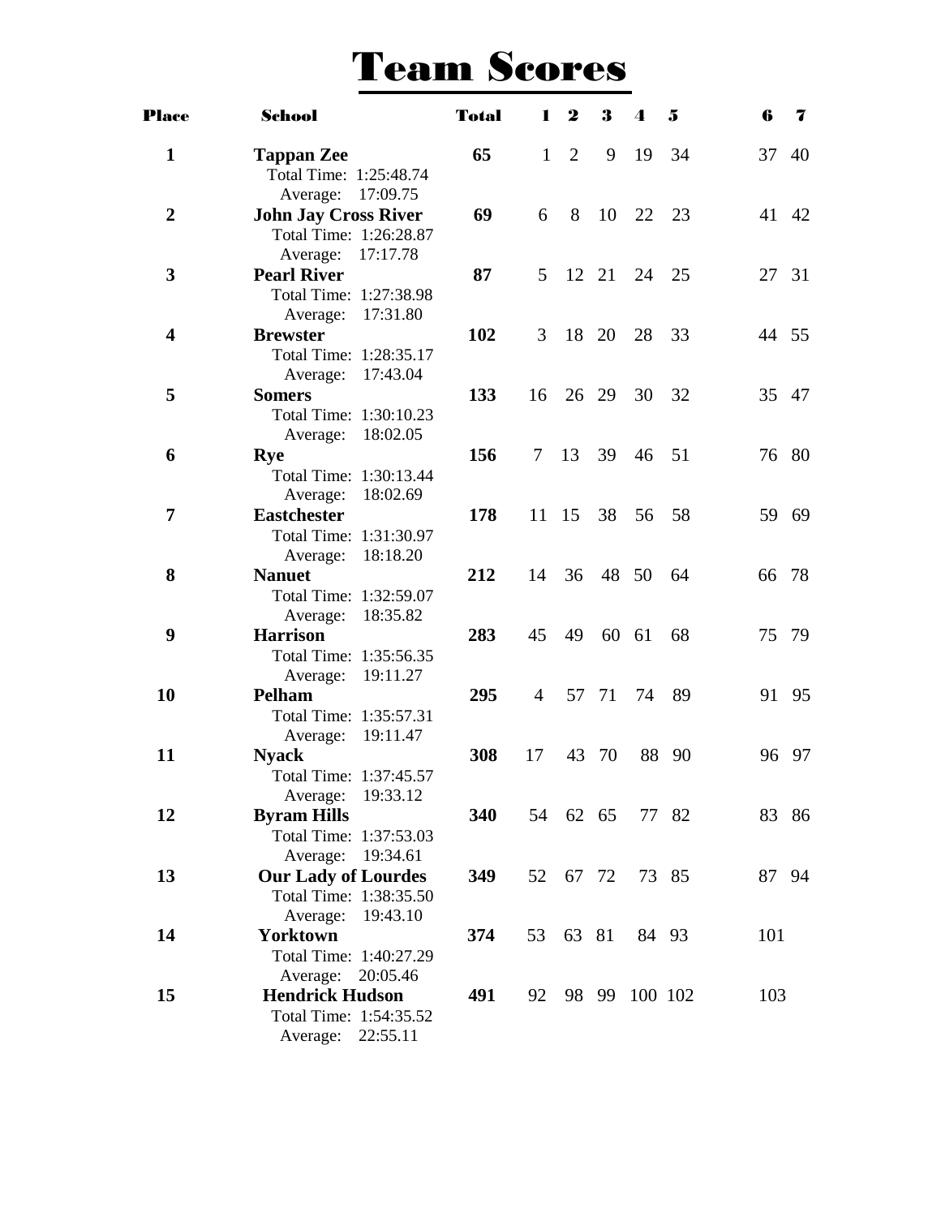# Team Scores

| Place | School | Total | 1 | 2 | 3 | 4 | 5 | 6 | 7 |
|---|---|---|---|---|---|---|---|---|---|
| **1** | **Tappan Zee**<br>Total Time: 1:25:48.74<br>Average: 17:09.75 | **65** | 1 | 2 | 9 | 19 | 34 | 37 | 40 |
| **2** | **John Jay Cross River**<br>Total Time: 1:26:28.87<br>Average: 17:17.78 | **69** | 6 | 8 | 10 | 22 | 23 | 41 | 42 |
| **3** | **Pearl River**<br>Total Time: 1:27:38.98<br>Average: 17:31.80 | **87** | 5 | 12 | 21 | 24 | 25 | 27 | 31 |
| **4** | **Brewster**<br>Total Time: 1:28:35.17<br>Average: 17:43.04 | **102** | 3 | 18 | 20 | 28 | 33 | 44 | 55 |
| **5** | **Somers**<br>Total Time: 1:30:10.23<br>Average: 18:02.05 | **133** | 16 | 26 | 29 | 30 | 32 | 35 | 47 |
| **6** | **Rye**<br>Total Time: 1:30:13.44<br>Average: 18:02.69 | **156** | 7 | 13 | 39 | 46 | 51 | 76 | 80 |
| **7** | **Eastchester**<br>Total Time: 1:31:30.97<br>Average: 18:18.20 | **178** | 11 | 15 | 38 | 56 | 58 | 59 | 69 |
| **8** | **Nanuet**<br>Total Time: 1:32:59.07<br>Average: 18:35.82 | **212** | 14 | 36 | 48 | 50 | 64 | 66 | 78 |
| **9** | **Harrison**<br>Total Time: 1:35:56.35<br>Average: 19:11.27 | **283** | 45 | 49 | 60 | 61 | 68 | 75 | 79 |
| **10** | **Pelham**<br>Total Time: 1:35:57.31<br>Average: 19:11.47 | **295** | 4 | 57 | 71 | 74 | 89 | 91 | 95 |
| **11** | **Nyack**<br>Total Time: 1:37:45.57<br>Average: 19:33.12 | **308** | 17 | 43 | 70 | 88 | 90 | 96 | 97 |
| **12** | **Byram Hills**<br>Total Time: 1:37:53.03<br>Average: 19:34.61 | **340** | 54 | 62 | 65 | 77 | 82 | 83 | 86 |
| **13** | **Our Lady of Lourdes**<br>Total Time: 1:38:35.50<br>Average: 19:43.10 | **349** | 52 | 67 | 72 | 73 | 85 | 87 | 94 |
| **14** | **Yorktown**<br>Total Time: 1:40:27.29<br>Average: 20:05.46 | **374** | 53 | 63 | 81 | 84 | 93 | 101 | |
| **15** | **Hendrick Hudson**<br>Total Time: 1:54:35.52<br>Average: 22:55.11 | **491** | 92 | 98 | 99 | 100 | 102 | 103 | |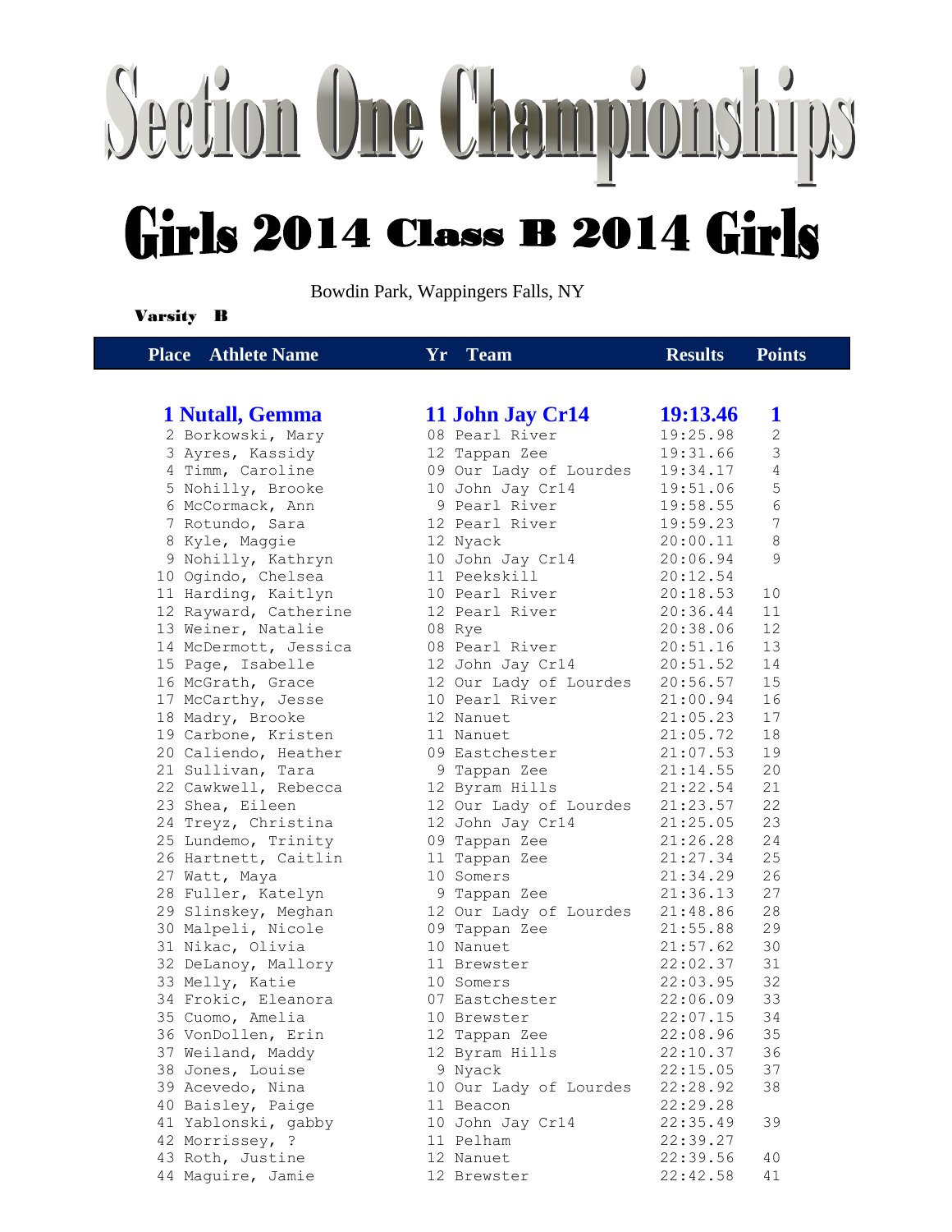# Section One Championships

## Girls 2014 Class B 2014 Girls

Bowdin Park, Wappingers Falls, NY

**Varsity B**

| Place | Athlete Name | Yr | Team | Results | Points |
|---|---|---|---|---|---|
| **1** | **Nutall, Gemma** | **11** | **John Jay Cr14** | **19:13.46** | **1** |
| 2 | Borkowski, Mary | 08 | Pearl River | 19:25.98 | 2 |
| 3 | Ayres, Kassidy | 12 | Tappan Zee | 19:31.66 | 3 |
| 4 | Timm, Caroline | 09 | Our Lady of Lourdes | 19:34.17 | 4 |
| 5 | Nohilly, Brooke | 10 | John Jay Cr14 | 19:51.06 | 5 |
| 6 | McCormack, Ann | 9 | Pearl River | 19:58.55 | 6 |
| 7 | Rotundo, Sara | 12 | Pearl River | 19:59.23 | 7 |
| 8 | Kyle, Maggie | 12 | Nyack | 20:00.11 | 8 |
| 9 | Nohilly, Kathryn | 10 | John Jay Cr14 | 20:06.94 | 9 |
| 10 | Ogindo, Chelsea | 11 | Peekskill | 20:12.54 | |
| 11 | Harding, Kaitlyn | 10 | Pearl River | 20:18.53 | 10 |
| 12 | Rayward, Catherine | 12 | Pearl River | 20:36.44 | 11 |
| 13 | Weiner, Natalie | 08 | Rye | 20:38.06 | 12 |
| 14 | McDermott, Jessica | 08 | Pearl River | 20:51.16 | 13 |
| 15 | Page, Isabelle | 12 | John Jay Cr14 | 20:51.52 | 14 |
| 16 | McGrath, Grace | 12 | Our Lady of Lourdes | 20:56.57 | 15 |
| 17 | McCarthy, Jesse | 10 | Pearl River | 21:00.94 | 16 |
| 18 | Madry, Brooke | 12 | Nanuet | 21:05.23 | 17 |
| 19 | Carbone, Kristen | 11 | Nanuet | 21:05.72 | 18 |
| 20 | Caliendo, Heather | 09 | Eastchester | 21:07.53 | 19 |
| 21 | Sullivan, Tara | 9 | Tappan Zee | 21:14.55 | 20 |
| 22 | Cawkwell, Rebecca | 12 | Byram Hills | 21:22.54 | 21 |
| 23 | Shea, Eileen | 12 | Our Lady of Lourdes | 21:23.57 | 22 |
| 24 | Treyz, Christina | 12 | John Jay Cr14 | 21:25.05 | 23 |
| 25 | Lundemo, Trinity | 09 | Tappan Zee | 21:26.28 | 24 |
| 26 | Hartnett, Caitlin | 11 | Tappan Zee | 21:27.34 | 25 |
| 27 | Watt, Maya | 10 | Somers | 21:34.29 | 26 |
| 28 | Fuller, Katelyn | 9 | Tappan Zee | 21:36.13 | 27 |
| 29 | Slinskey, Meghan | 12 | Our Lady of Lourdes | 21:48.86 | 28 |
| 30 | Malpeli, Nicole | 09 | Tappan Zee | 21:55.88 | 29 |
| 31 | Nikac, Olivia | 10 | Nanuet | 21:57.62 | 30 |
| 32 | DeLanoy, Mallory | 11 | Brewster | 22:02.37 | 31 |
| 33 | Melly, Katie | 10 | Somers | 22:03.95 | 32 |
| 34 | Frokic, Eleanora | 07 | Eastchester | 22:06.09 | 33 |
| 35 | Cuomo, Amelia | 10 | Brewster | 22:07.15 | 34 |
| 36 | VonDollen, Erin | 12 | Tappan Zee | 22:08.96 | 35 |
| 37 | Weiland, Maddy | 12 | Byram Hills | 22:10.37 | 36 |
| 38 | Jones, Louise | 9 | Nyack | 22:15.05 | 37 |
| 39 | Acevedo, Nina | 10 | Our Lady of Lourdes | 22:28.92 | 38 |
| 40 | Baisley, Paige | 11 | Beacon | 22:29.28 | |
| 41 | Yablonski, gabby | 10 | John Jay Cr14 | 22:35.49 | 39 |
| 42 | Morrissey, ? | 11 | Pelham | 22:39.27 | |
| 43 | Roth, Justine | 12 | Nanuet | 22:39.56 | 40 |
| 44 | Maguire, Jamie | 12 | Brewster | 22:42.58 | 41 |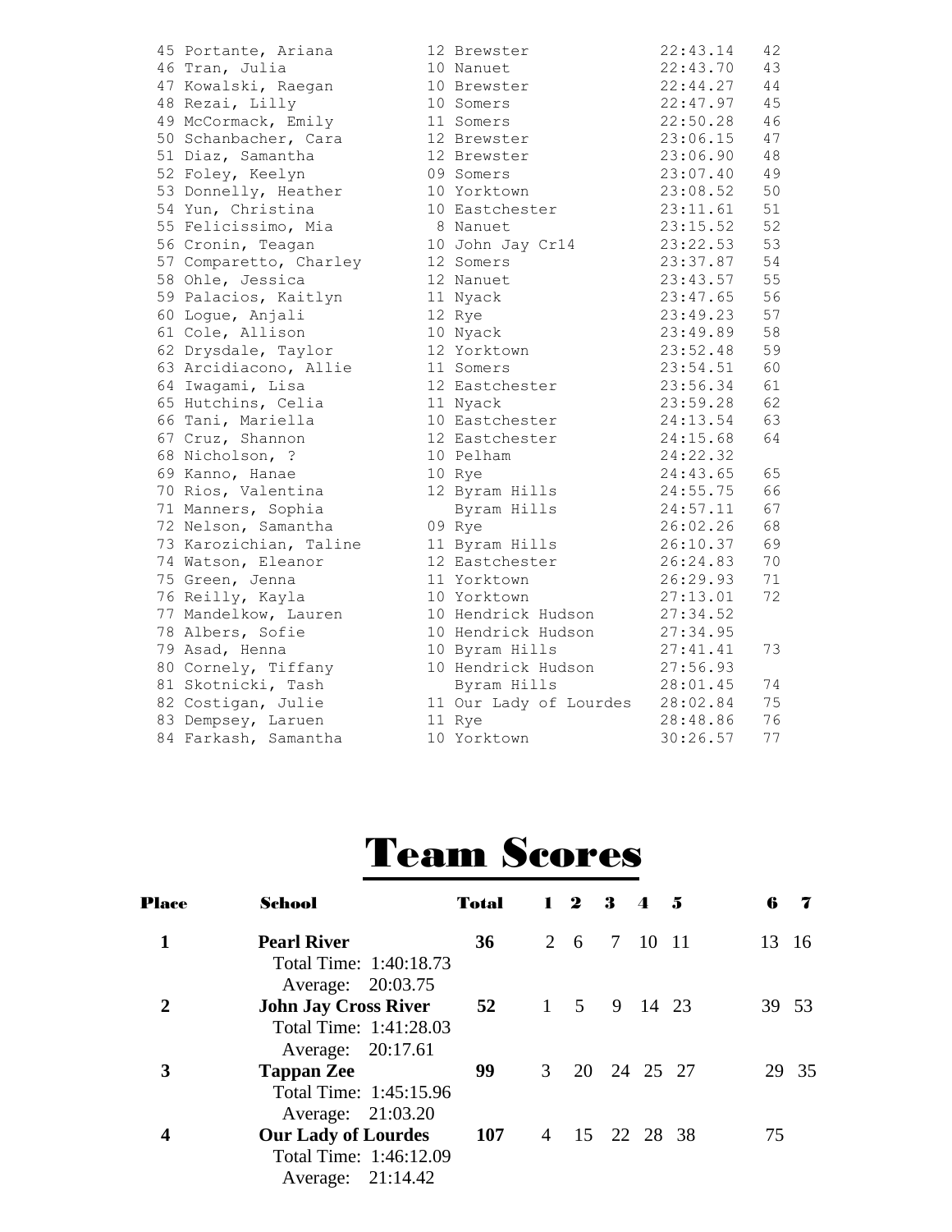```
45 Portante, Ariana        12 Brewster              22:43.14   42
46 Tran, Julia             10 Nanuet                22:43.70   43
47 Kowalski, Raegan        10 Brewster              22:44.27   44
48 Rezai, Lilly            10 Somers                22:47.97   45
49 McCormack, Emily        11 Somers                22:50.28   46
50 Schanbacher, Cara       12 Brewster              23:06.15   47
51 Diaz, Samantha          12 Brewster              23:06.90   48
52 Foley, Keelyn           09 Somers                23:07.40   49
53 Donnelly, Heather       10 Yorktown              23:08.52   50
54 Yun, Christina          10 Eastchester           23:11.61   51
55 Felicissimo, Mia         8 Nanuet                23:15.52   52
56 Cronin, Teagan          10 John Jay Cr14         23:22.53   53
57 Comparetto, Charley     12 Somers                23:37.87   54
58 Ohle, Jessica           12 Nanuet                23:43.57   55
59 Palacios, Kaitlyn       11 Nyack                 23:47.65   56
60 Logue, Anjali           12 Rye                   23:49.23   57
61 Cole, Allison           10 Nyack                 23:49.89   58
62 Drysdale, Taylor        12 Yorktown              23:52.48   59
63 Arcidiacono, Allie      11 Somers                23:54.51   60
64 Iwagami, Lisa           12 Eastchester           23:56.34   61
65 Hutchins, Celia         11 Nyack                 23:59.28   62
66 Tani, Mariella          10 Eastchester           24:13.54   63
67 Cruz, Shannon           12 Eastchester           24:15.68   64
68 Nicholson, ?            10 Pelham                24:22.32
69 Kanno, Hanae            10 Rye                   24:43.65   65
70 Rios, Valentina         12 Byram Hills           24:55.75   66
71 Manners, Sophia            Byram Hills           24:57.11   67
72 Nelson, Samantha        09 Rye                   26:02.26   68
73 Karozichian, Taline     11 Byram Hills           26:10.37   69
74 Watson, Eleanor         12 Eastchester           26:24.83   70
75 Green, Jenna            11 Yorktown              26:29.93   71
76 Reilly, Kayla           10 Yorktown              27:13.01   72
77 Mandelkow, Lauren       10 Hendrick Hudson       27:34.52
78 Albers, Sofie           10 Hendrick Hudson       27:34.95
79 Asad, Henna             10 Byram Hills           27:41.41   73
80 Cornely, Tiffany        10 Hendrick Hudson       27:56.93
81 Skotnicki, Tash            Byram Hills           28:01.45   74
82 Costigan, Julie         11 Our Lady of Lourdes   28:02.84   75
83 Dempsey, Laruen         11 Rye                   28:48.86   76
84 Farkash, Samantha       10 Yorktown              30:26.57   77
```

# Team Scores

| Place | School | Total | 1 | 2 | 3 | 4 | 5 | 6 | 7 |
|---|---|---|---|---|---|---|---|---|---|
| **1** | **Pearl River**<br>Total Time: 1:40:18.73<br>Average: 20:03.75 | **36** | 2 | 6 | 7 | 10 | 11 | 13 | 16 |
| **2** | **John Jay Cross River**<br>Total Time: 1:41:28.03<br>Average: 20:17.61 | **52** | 1 | 5 | 9 | 14 | 23 | 39 | 53 |
| **3** | **Tappan Zee**<br>Total Time: 1:45:15.96<br>Average: 21:03.20 | **99** | 3 | 20 | 24 | 25 | 27 | 29 | 35 |
| **4** | **Our Lady of Lourdes**<br>Total Time: 1:46:12.09<br>Average: 21:14.42 | **107** | 4 | 15 | 22 | 28 | 38 | 75 | |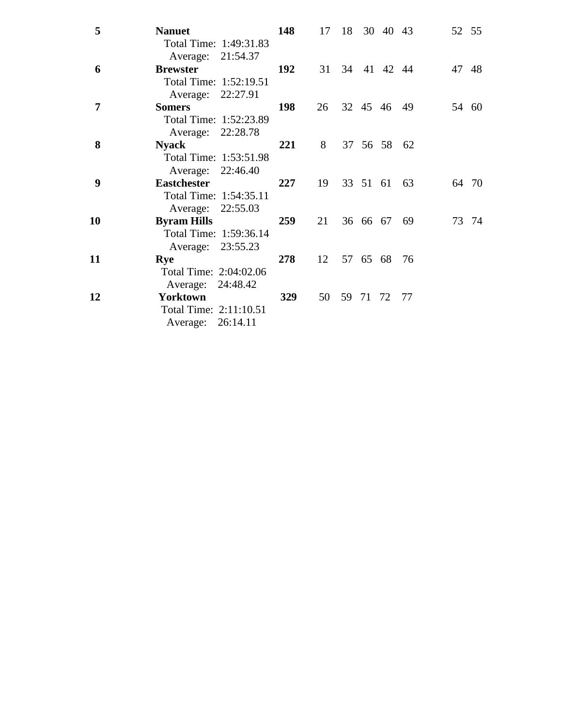| | | | | | | | | | | |
|---|---|---|---|---|---|---|---|---|---|---|
| **5** | **Nanuet** | **148** | 17 | 18 | 30 | 40 | 43 | | 52 | 55 |
| | Total Time: 1:49:31.83 | | | | | | | | | |
| | Average: 21:54.37 | | | | | | | | | |
| **6** | **Brewster** | **192** | 31 | 34 | 41 | 42 | 44 | | 47 | 48 |
| | Total Time: 1:52:19.51 | | | | | | | | | |
| | Average: 22:27.91 | | | | | | | | | |
| **7** | **Somers** | **198** | 26 | 32 | 45 | 46 | 49 | | 54 | 60 |
| | Total Time: 1:52:23.89 | | | | | | | | | |
| | Average: 22:28.78 | | | | | | | | | |
| **8** | **Nyack** | **221** | 8 | 37 | 56 | 58 | 62 | | | |
| | Total Time: 1:53:51.98 | | | | | | | | | |
| | Average: 22:46.40 | | | | | | | | | |
| **9** | **Eastchester** | **227** | 19 | 33 | 51 | 61 | 63 | | 64 | 70 |
| | Total Time: 1:54:35.11 | | | | | | | | | |
| | Average: 22:55.03 | | | | | | | | | |
| **10** | **Byram Hills** | **259** | 21 | 36 | 66 | 67 | 69 | | 73 | 74 |
| | Total Time: 1:59:36.14 | | | | | | | | | |
| | Average: 23:55.23 | | | | | | | | | |
| **11** | **Rye** | **278** | 12 | 57 | 65 | 68 | 76 | | | |
| | Total Time: 2:04:02.06 | | | | | | | | | |
| | Average: 24:48.42 | | | | | | | | | |
| **12** | **Yorktown** | **329** | 50 | 59 | 71 | 72 | 77 | | | |
| | Total Time: 2:11:10.51 | | | | | | | | | |
| | Average: 26:14.11 | | | | | | | | | |